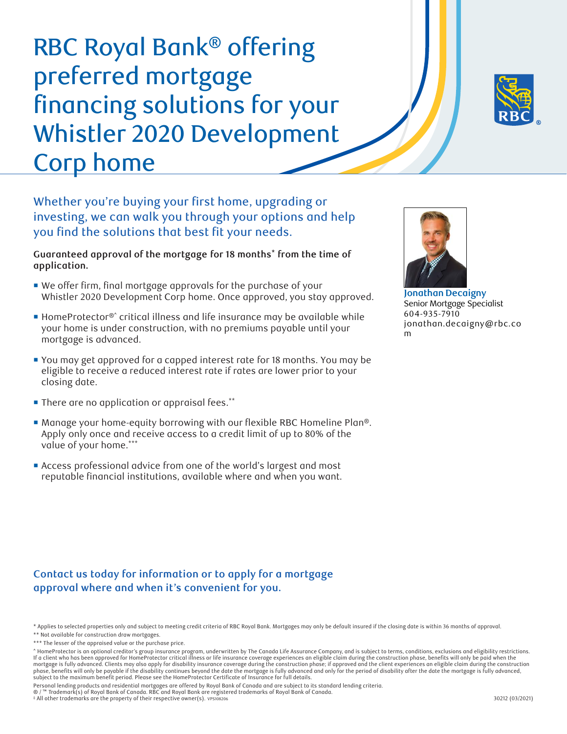# RBC Royal Bank® offering preferred mortgage financing solutions for your Whistler 2020 Development Corp home

## Whether you're buying your first home, upgrading or investing, we can walk you through your options and help you find the solutions that best fit your needs.

**Guaranteed approval of the mortgage for 18 months* from the time of application.**

- We offer firm, final mortgage approvals for the purchase of your Whistler 2020 Development Corp home. Once approved, you stay approved.
- HomeProtector®^ critical illness and life insurance may be available while your home is under construction, with no premiums payable until your mortgage is advanced.
- You may get approved for a capped interest rate for 18 months. You may be eligible to receive a reduced interest rate if rates are lower prior to your closing date.
- There are no application or appraisal fees.**
- Manage your home-equity borrowing with our flexible RBC Homeline Plan®. Apply only once and receive access to a credit limit of up to 80% of the value of your home.***
- Access professional advice from one of the world's largest and most reputable financial institutions, available where and when you want.

**Jonathan Decaigny**
Senior Mortgage Specialist
604-935-7910
jonathan.decaigny@rbc.com

### Contact us today for information or to apply for a mortgage approval where and when it's convenient for you.

\* Applies to selected properties only and subject to meeting credit criteria of RBC Royal Bank. Mortgages may only be default insured if the closing date is within 36 months of approval.

\*\* Not available for construction draw mortgages.

\*\*\* The lesser of the appraised value or the purchase price.

^ HomeProtector is an optional creditor's group insurance program, underwritten by The Canada Life Assurance Company, and is subject to terms, conditions, exclusions and eligibility restrictions. If a client who has been approved for HomeProtector critical illness or life insurance coverage experiences an eligible claim during the construction phase, benefits will only be paid when the mortgage is fully advanced. Clients may also apply for disability insurance coverage during the construction phase; if approved and the client experiences an eligible claim during the construction phase, benefits will only be payable if the disability continues beyond the date the mortgage is fully advanced and only for the period of disability after the date the mortgage is fully advanced, subject to the maximum benefit period. Please see the HomeProtector Certificate of Insurance for full details.

Personal lending products and residential mortgages are offered by Royal Bank of Canada and are subject to its standard lending criteria.
® / ™ Trademark(s) of Royal Bank of Canada. RBC and Royal Bank are registered trademarks of Royal Bank of Canada.
‡ All other trademarks are the property of their respective owner(s). VPS108206

30212 (03/2021)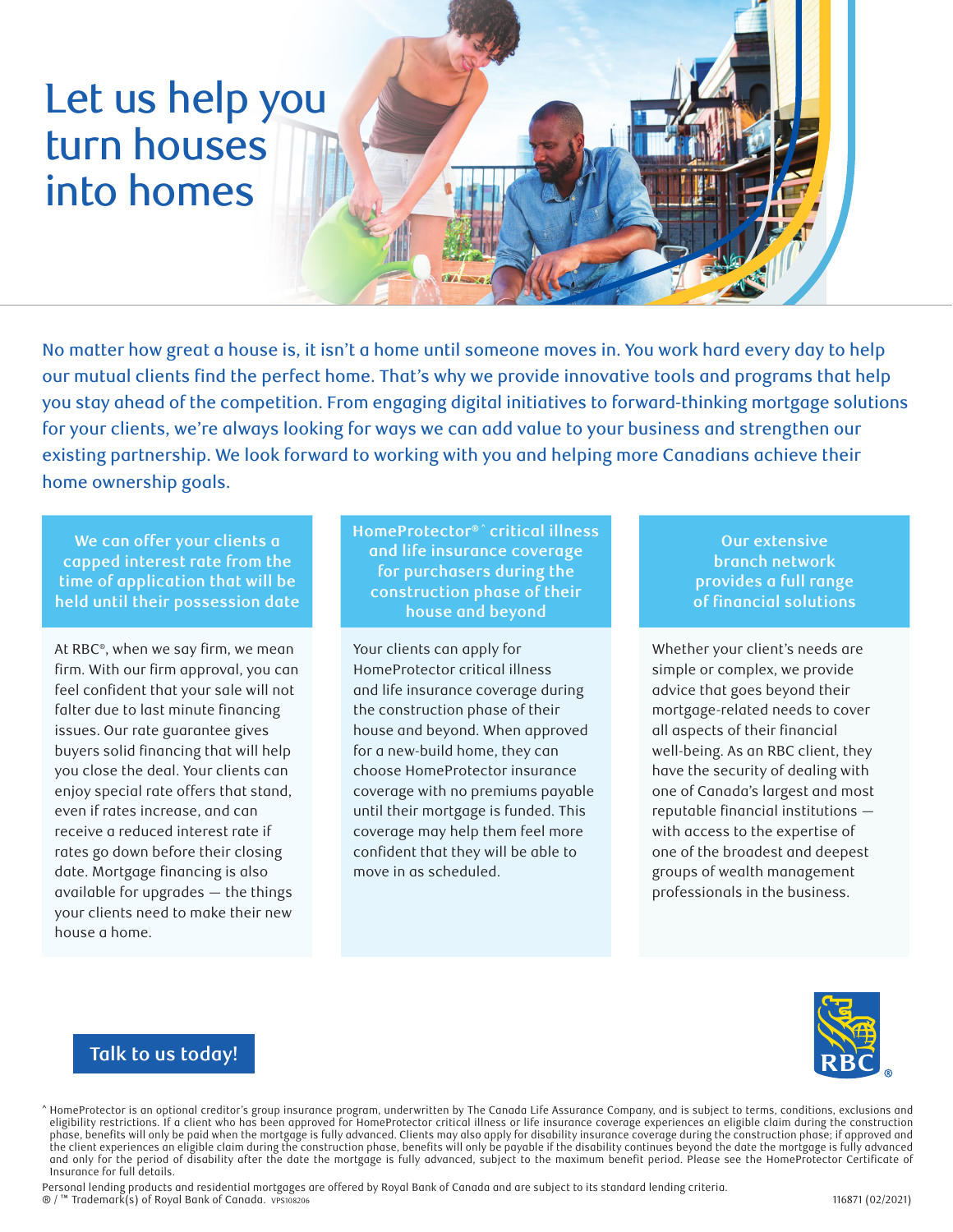# Let us help you turn houses into homes

No matter how great a house is, it isn't a home until someone moves in. You work hard every day to help our mutual clients find the perfect home. That's why we provide innovative tools and programs that help you stay ahead of the competition. From engaging digital initiatives to forward-thinking mortgage solutions for your clients, we're always looking for ways we can add value to your business and strengthen our existing partnership. We look forward to working with you and helping more Canadians achieve their home ownership goals.

### We can offer your clients a capped interest rate from the time of application that will be held until their possession date

At RBC®, when we say firm, we mean firm. With our firm approval, you can feel confident that your sale will not falter due to last minute financing issues. Our rate guarantee gives buyers solid financing that will help you close the deal. Your clients can enjoy special rate offers that stand, even if rates increase, and can receive a reduced interest rate if rates go down before their closing date. Mortgage financing is also available for upgrades — the things your clients need to make their new house a home.

### HomeProtector®^ critical illness and life insurance coverage for purchasers during the construction phase of their house and beyond

Your clients can apply for HomeProtector critical illness and life insurance coverage during the construction phase of their house and beyond. When approved for a new-build home, they can choose HomeProtector insurance coverage with no premiums payable until their mortgage is funded. This coverage may help them feel more confident that they will be able to move in as scheduled.

### Our extensive branch network provides a full range of financial solutions

Whether your client's needs are simple or complex, we provide advice that goes beyond their mortgage-related needs to cover all aspects of their financial well-being. As an RBC client, they have the security of dealing with one of Canada's largest and most reputable financial institutions — with access to the expertise of one of the broadest and deepest groups of wealth management professionals in the business.

**Talk to us today!**

RBC®

^ HomeProtector is an optional creditor's group insurance program, underwritten by The Canada Life Assurance Company, and is subject to terms, conditions, exclusions and eligibility restrictions. If a client who has been approved for HomeProtector critical illness or life insurance coverage experiences an eligible claim during the construction phase, benefits will only be paid when the mortgage is fully advanced. Clients may also apply for disability insurance coverage during the construction phase; if approved and the client experiences an eligible claim during the construction phase, benefits will only be payable if the disability continues beyond the date the mortgage is fully advanced and only for the period of disability after the date the mortgage is fully advanced, subject to the maximum benefit period. Please see the HomeProtector Certificate of Insurance for full details.

Personal lending products and residential mortgages are offered by Royal Bank of Canada and are subject to its standard lending criteria.
® / ™ Trademark(s) of Royal Bank of Canada. VPS108206

116871 (02/2021)